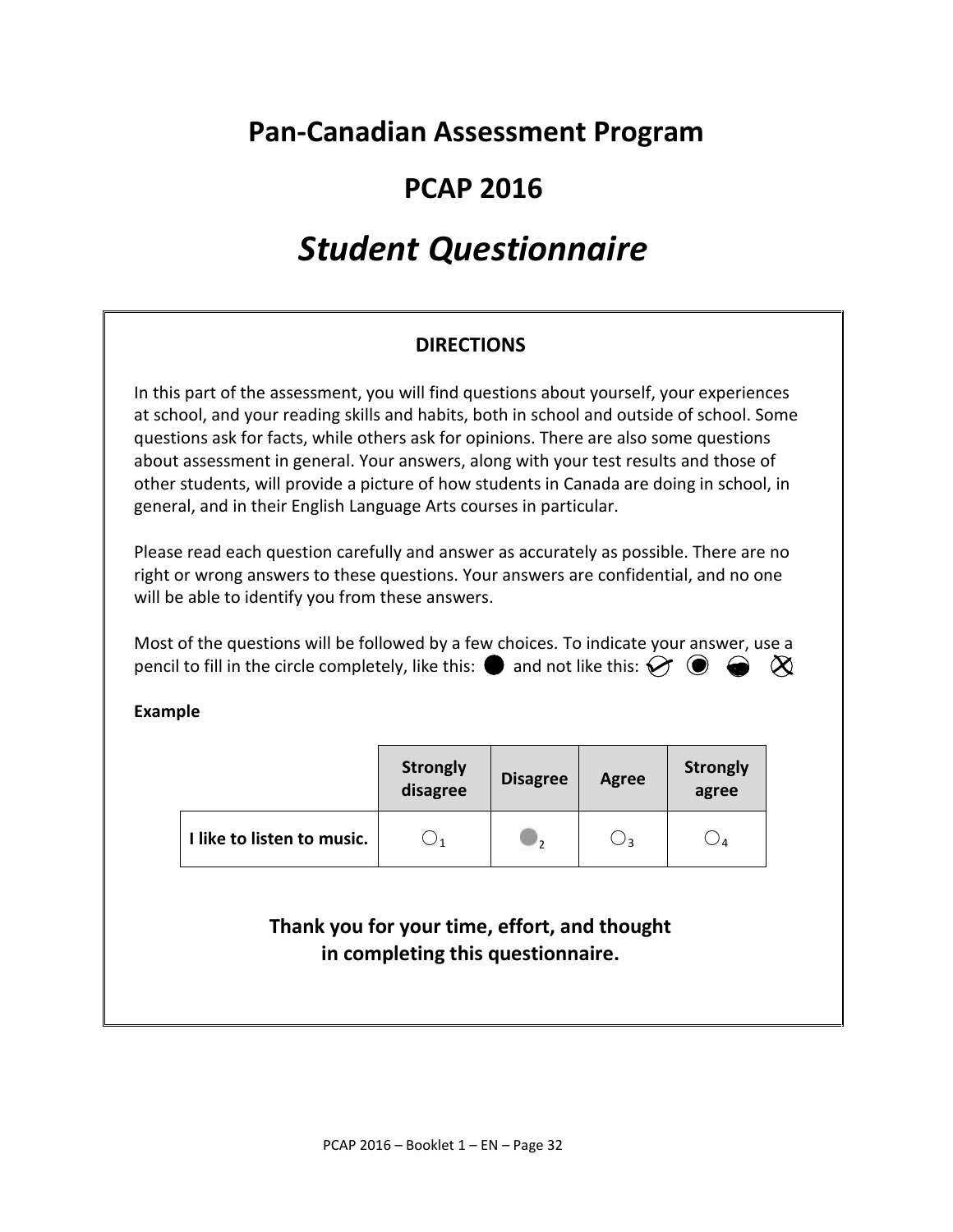# Pan-Canadian Assessment Program

## PCAP 2016

# *Student Questionnaire*

### DIRECTIONS

In this part of the assessment, you will find questions about yourself, your experiences at school, and your reading skills and habits, both in school and outside of school. Some questions ask for facts, while others ask for opinions. There are also some questions about assessment in general. Your answers, along with your test results and those of other students, will provide a picture of how students in Canada are doing in school, in general, and in their English Language Arts courses in particular.

Please read each question carefully and answer as accurately as possible. There are no right or wrong answers to these questions. Your answers are confidential, and no one will be able to identify you from these answers.

Most of the questions will be followed by a few choices. To indicate your answer, use a pencil to fill in the circle completely, like this: ● and not like this: ✓ ◉ ◒ ⊗

**Example**

| | Strongly disagree | Disagree | Agree | Strongly agree |
|---|---|---|---|---|
| **I like to listen to music.** | ○1 | ●2 | ○3 | ○4 |

**Thank you for your time, effort, and thought in completing this questionnaire.**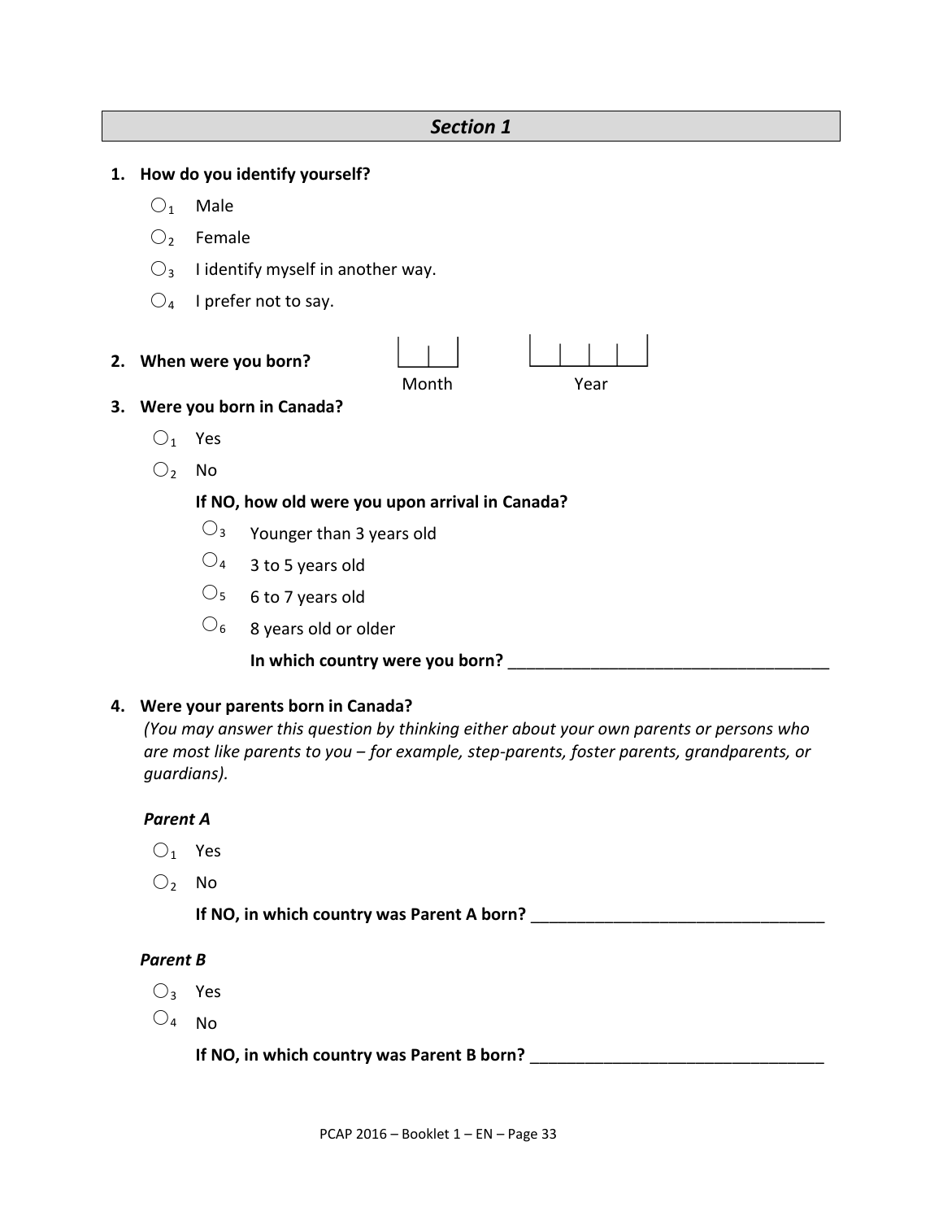## Section 1

**1. How do you identify yourself?**

- ○1 Male
- ○2 Female
- ○3 I identify myself in another way.
- ○4 I prefer not to say.

**2. When were you born?** |\_\_|\_\_| Month |\_\_|\_\_|\_\_|\_\_| Year

**3. Were you born in Canada?**

- ○1 Yes
- ○2 No

**If NO, how old were you upon arrival in Canada?**

- ○3 Younger than 3 years old
- ○4 3 to 5 years old
- ○5 6 to 7 years old
- ○6 8 years old or older

**In which country were you born?** ___________________________________

**4. Were your parents born in Canada?**

*(You may answer this question by thinking either about your own parents or persons who are most like parents to you – for example, step-parents, foster parents, grandparents, or guardians).*

***Parent A***

- ○1 Yes
- ○2 No

**If NO, in which country was Parent A born?** ________________________________

***Parent B***

- ○3 Yes
- ○4 No

**If NO, in which country was Parent B born?** ________________________________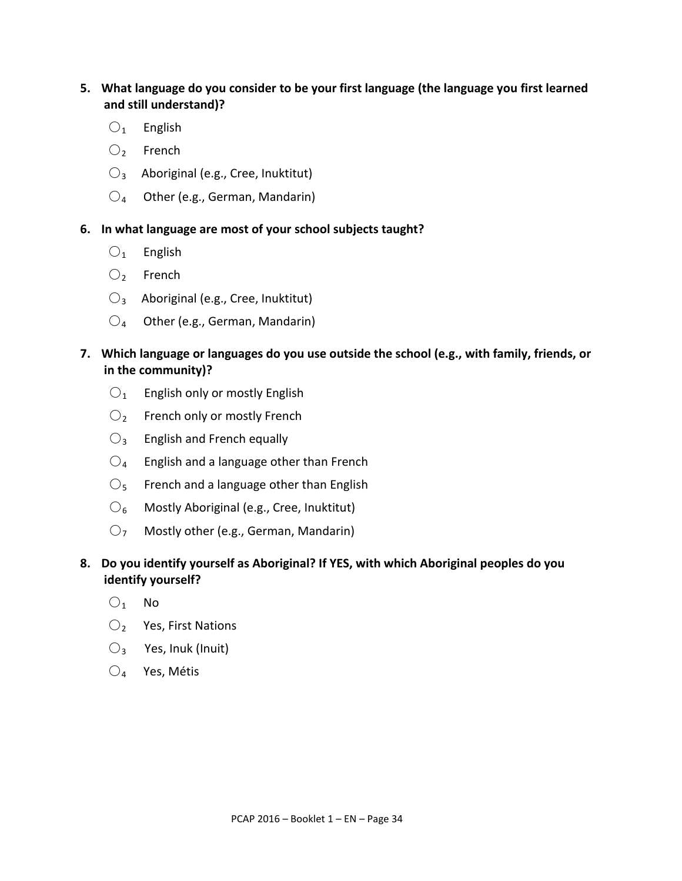**5. What language do you consider to be your first language (the language you first learned and still understand)?**

- ○1 English
- ○2 French
- ○3 Aboriginal (e.g., Cree, Inuktitut)
- ○4 Other (e.g., German, Mandarin)

**6. In what language are most of your school subjects taught?**

- ○1 English
- ○2 French
- ○3 Aboriginal (e.g., Cree, Inuktitut)
- ○4 Other (e.g., German, Mandarin)

**7. Which language or languages do you use outside the school (e.g., with family, friends, or in the community)?**

- ○1 English only or mostly English
- ○2 French only or mostly French
- ○3 English and French equally
- ○4 English and a language other than French
- ○5 French and a language other than English
- ○6 Mostly Aboriginal (e.g., Cree, Inuktitut)
- ○7 Mostly other (e.g., German, Mandarin)

**8. Do you identify yourself as Aboriginal? If YES, with which Aboriginal peoples do you identify yourself?**

- ○1 No
- ○2 Yes, First Nations
- ○3 Yes, Inuk (Inuit)
- ○4 Yes, Métis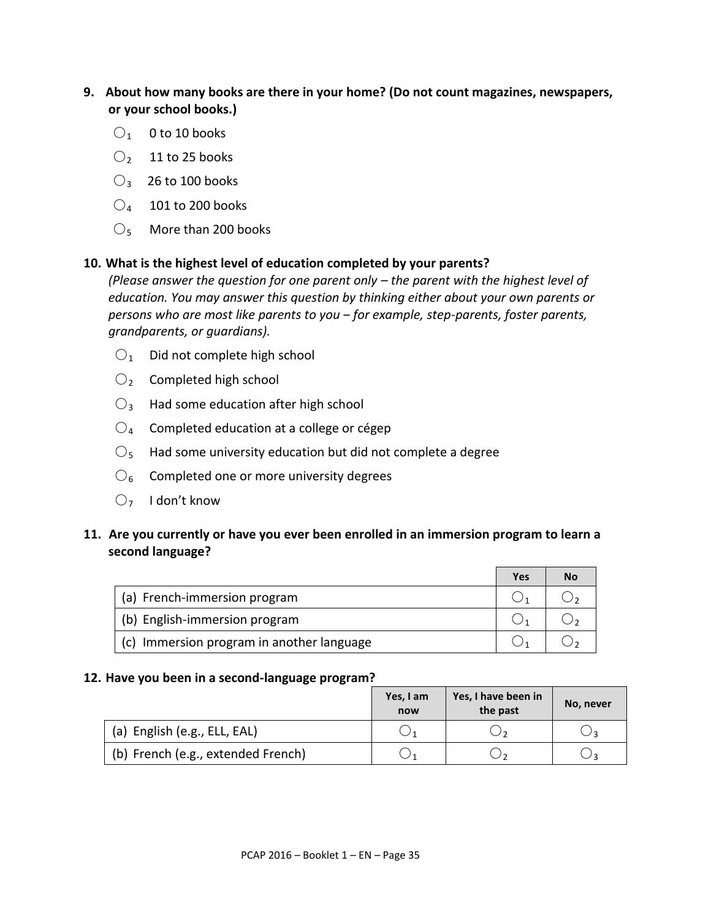**9. About how many books are there in your home? (Do not count magazines, newspapers, or your school books.)**

- ○1 0 to 10 books
- ○2 11 to 25 books
- ○3 26 to 100 books
- ○4 101 to 200 books
- ○5 More than 200 books

**10. What is the highest level of education completed by your parents?**

*(Please answer the question for one parent only – the parent with the highest level of education. You may answer this question by thinking either about your own parents or persons who are most like parents to you – for example, step-parents, foster parents, grandparents, or guardians).*

- ○1 Did not complete high school
- ○2 Completed high school
- ○3 Had some education after high school
- ○4 Completed education at a college or cégep
- ○5 Had some university education but did not complete a degree
- ○6 Completed one or more university degrees
- ○7 I don't know

**11. Are you currently or have you ever been enrolled in an immersion program to learn a second language?**

| | Yes | No |
|---|---|---|
| (a) French-immersion program | ○1 | ○2 |
| (b) English-immersion program | ○1 | ○2 |
| (c) Immersion program in another language | ○1 | ○2 |

**12. Have you been in a second-language program?**

| | Yes, I am now | Yes, I have been in the past | No, never |
|---|---|---|---|
| (a) English (e.g., ELL, EAL) | ○1 | ○2 | ○3 |
| (b) French (e.g., extended French) | ○1 | ○2 | ○3 |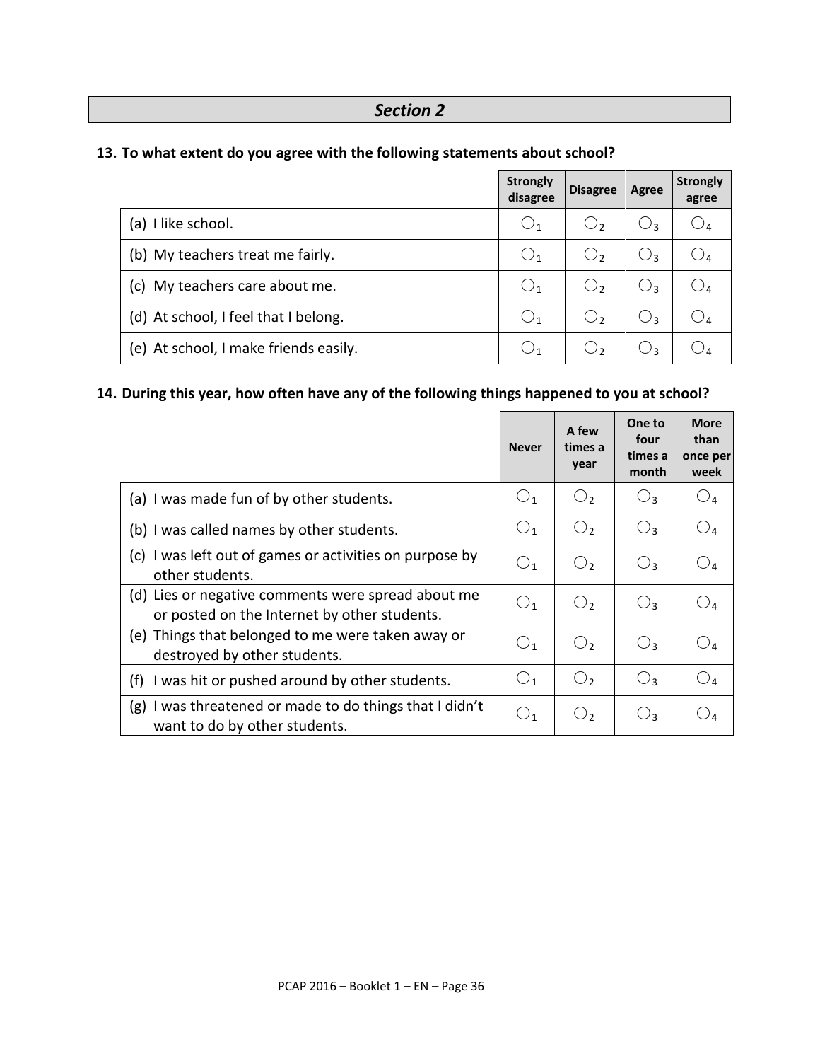## *Section 2*

**13. To what extent do you agree with the following statements about school?**

| | Strongly disagree | Disagree | Agree | Strongly agree |
|---|---|---|---|---|
| (a) I like school. | ◯1 | ◯2 | ◯3 | ◯4 |
| (b) My teachers treat me fairly. | ◯1 | ◯2 | ◯3 | ◯4 |
| (c) My teachers care about me. | ◯1 | ◯2 | ◯3 | ◯4 |
| (d) At school, I feel that I belong. | ◯1 | ◯2 | ◯3 | ◯4 |
| (e) At school, I make friends easily. | ◯1 | ◯2 | ◯3 | ◯4 |

**14. During this year, how often have any of the following things happened to you at school?**

| | Never | A few times a year | One to four times a month | More than once per week |
|---|---|---|---|---|
| (a) I was made fun of by other students. | ◯1 | ◯2 | ◯3 | ◯4 |
| (b) I was called names by other students. | ◯1 | ◯2 | ◯3 | ◯4 |
| (c) I was left out of games or activities on purpose by other students. | ◯1 | ◯2 | ◯3 | ◯4 |
| (d) Lies or negative comments were spread about me or posted on the Internet by other students. | ◯1 | ◯2 | ◯3 | ◯4 |
| (e) Things that belonged to me were taken away or destroyed by other students. | ◯1 | ◯2 | ◯3 | ◯4 |
| (f) I was hit or pushed around by other students. | ◯1 | ◯2 | ◯3 | ◯4 |
| (g) I was threatened or made to do things that I didn't want to do by other students. | ◯1 | ◯2 | ◯3 | ◯4 |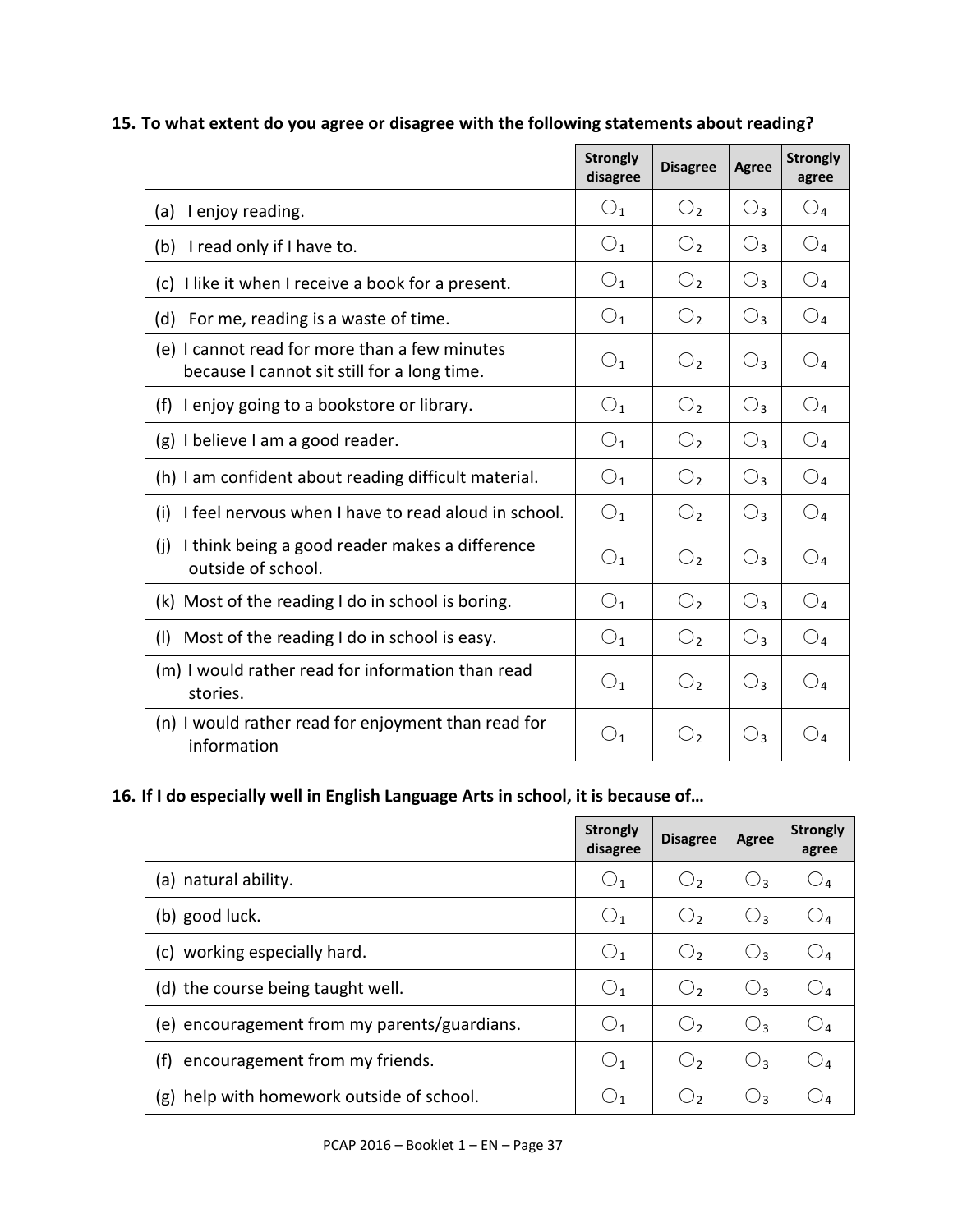**15. To what extent do you agree or disagree with the following statements about reading?**

| | Strongly disagree | Disagree | Agree | Strongly agree |
|---|---|---|---|---|
| (a) I enjoy reading. | ○1 | ○2 | ○3 | ○4 |
| (b) I read only if I have to. | ○1 | ○2 | ○3 | ○4 |
| (c) I like it when I receive a book for a present. | ○1 | ○2 | ○3 | ○4 |
| (d) For me, reading is a waste of time. | ○1 | ○2 | ○3 | ○4 |
| (e) I cannot read for more than a few minutes because I cannot sit still for a long time. | ○1 | ○2 | ○3 | ○4 |
| (f) I enjoy going to a bookstore or library. | ○1 | ○2 | ○3 | ○4 |
| (g) I believe I am a good reader. | ○1 | ○2 | ○3 | ○4 |
| (h) I am confident about reading difficult material. | ○1 | ○2 | ○3 | ○4 |
| (i) I feel nervous when I have to read aloud in school. | ○1 | ○2 | ○3 | ○4 |
| (j) I think being a good reader makes a difference outside of school. | ○1 | ○2 | ○3 | ○4 |
| (k) Most of the reading I do in school is boring. | ○1 | ○2 | ○3 | ○4 |
| (l) Most of the reading I do in school is easy. | ○1 | ○2 | ○3 | ○4 |
| (m) I would rather read for information than read stories. | ○1 | ○2 | ○3 | ○4 |
| (n) I would rather read for enjoyment than read for information | ○1 | ○2 | ○3 | ○4 |

**16. If I do especially well in English Language Arts in school, it is because of…**

| | Strongly disagree | Disagree | Agree | Strongly agree |
|---|---|---|---|---|
| (a) natural ability. | ○1 | ○2 | ○3 | ○4 |
| (b) good luck. | ○1 | ○2 | ○3 | ○4 |
| (c) working especially hard. | ○1 | ○2 | ○3 | ○4 |
| (d) the course being taught well. | ○1 | ○2 | ○3 | ○4 |
| (e) encouragement from my parents/guardians. | ○1 | ○2 | ○3 | ○4 |
| (f) encouragement from my friends. | ○1 | ○2 | ○3 | ○4 |
| (g) help with homework outside of school. | ○1 | ○2 | ○3 | ○4 |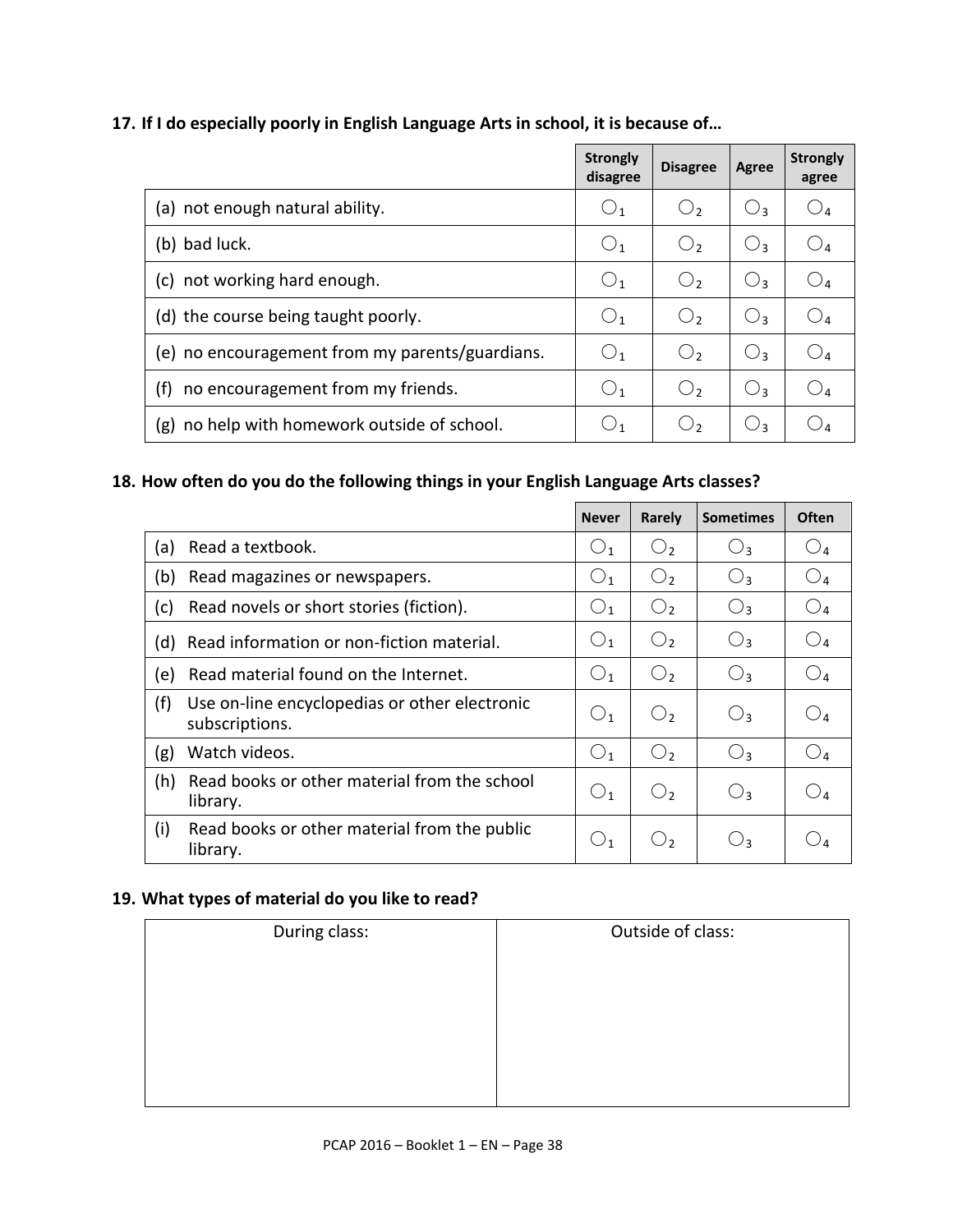**17. If I do especially poorly in English Language Arts in school, it is because of…**

| | Strongly disagree | Disagree | Agree | Strongly agree |
|---|---|---|---|---|
| (a) not enough natural ability. | ○1 | ○2 | ○3 | ○4 |
| (b) bad luck. | ○1 | ○2 | ○3 | ○4 |
| (c) not working hard enough. | ○1 | ○2 | ○3 | ○4 |
| (d) the course being taught poorly. | ○1 | ○2 | ○3 | ○4 |
| (e) no encouragement from my parents/guardians. | ○1 | ○2 | ○3 | ○4 |
| (f) no encouragement from my friends. | ○1 | ○2 | ○3 | ○4 |
| (g) no help with homework outside of school. | ○1 | ○2 | ○3 | ○4 |

**18. How often do you do the following things in your English Language Arts classes?**

| | Never | Rarely | Sometimes | Often |
|---|---|---|---|---|
| (a) Read a textbook. | ○1 | ○2 | ○3 | ○4 |
| (b) Read magazines or newspapers. | ○1 | ○2 | ○3 | ○4 |
| (c) Read novels or short stories (fiction). | ○1 | ○2 | ○3 | ○4 |
| (d) Read information or non-fiction material. | ○1 | ○2 | ○3 | ○4 |
| (e) Read material found on the Internet. | ○1 | ○2 | ○3 | ○4 |
| (f) Use on-line encyclopedias or other electronic subscriptions. | ○1 | ○2 | ○3 | ○4 |
| (g) Watch videos. | ○1 | ○2 | ○3 | ○4 |
| (h) Read books or other material from the school library. | ○1 | ○2 | ○3 | ○4 |
| (i) Read books or other material from the public library. | ○1 | ○2 | ○3 | ○4 |

**19. What types of material do you like to read?**

| During class: | Outside of class: |
|---|---|
| | |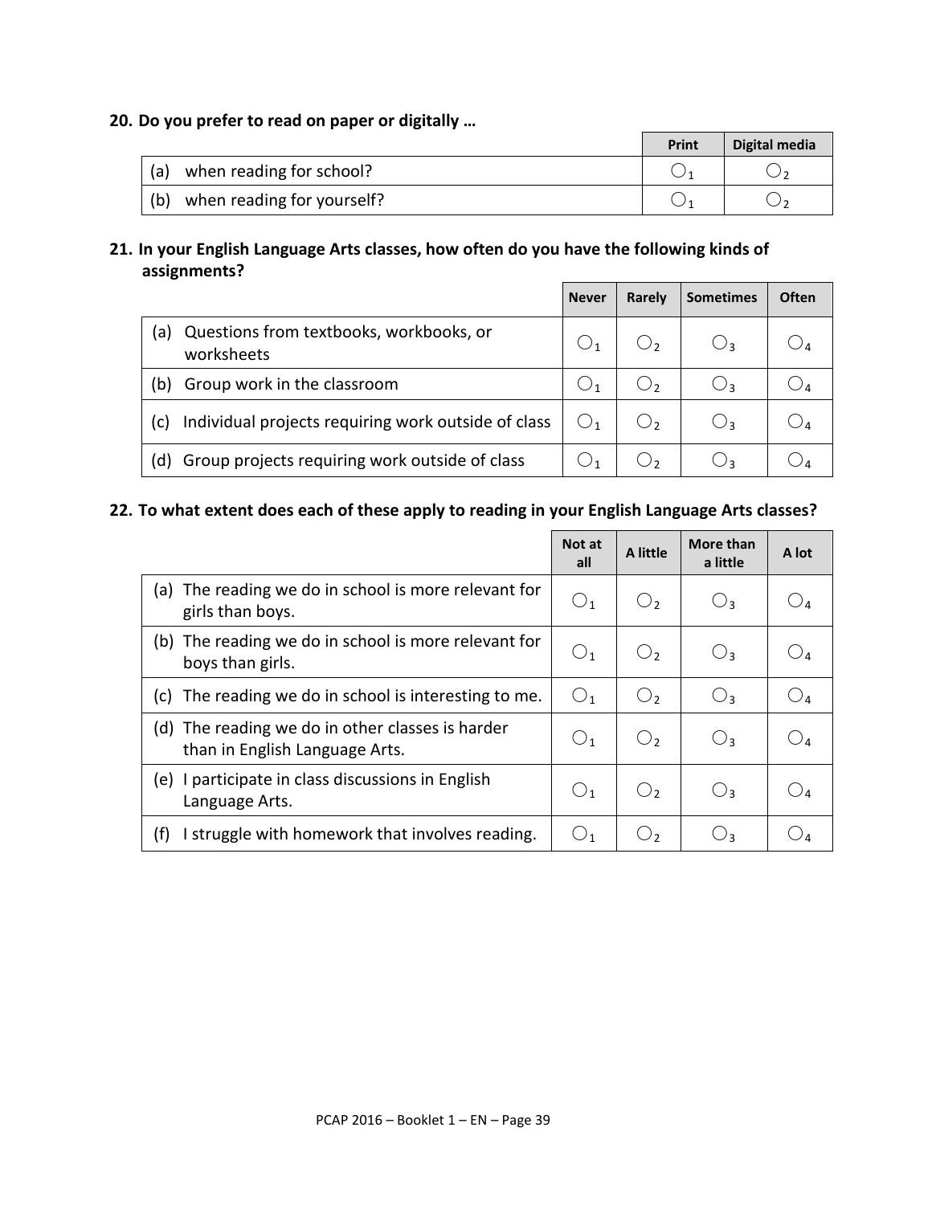**20. Do you prefer to read on paper or digitally …**

| | Print | Digital media |
|---|---|---|
| (a) when reading for school? | ○1 | ○2 |
| (b) when reading for yourself? | ○1 | ○2 |

**21. In your English Language Arts classes, how often do you have the following kinds of assignments?**

| | Never | Rarely | Sometimes | Often |
|---|---|---|---|---|
| (a) Questions from textbooks, workbooks, or worksheets | ○1 | ○2 | ○3 | ○4 |
| (b) Group work in the classroom | ○1 | ○2 | ○3 | ○4 |
| (c) Individual projects requiring work outside of class | ○1 | ○2 | ○3 | ○4 |
| (d) Group projects requiring work outside of class | ○1 | ○2 | ○3 | ○4 |

**22. To what extent does each of these apply to reading in your English Language Arts classes?**

| | Not at all | A little | More than a little | A lot |
|---|---|---|---|---|
| (a) The reading we do in school is more relevant for girls than boys. | ○1 | ○2 | ○3 | ○4 |
| (b) The reading we do in school is more relevant for boys than girls. | ○1 | ○2 | ○3 | ○4 |
| (c) The reading we do in school is interesting to me. | ○1 | ○2 | ○3 | ○4 |
| (d) The reading we do in other classes is harder than in English Language Arts. | ○1 | ○2 | ○3 | ○4 |
| (e) I participate in class discussions in English Language Arts. | ○1 | ○2 | ○3 | ○4 |
| (f) I struggle with homework that involves reading. | ○1 | ○2 | ○3 | ○4 |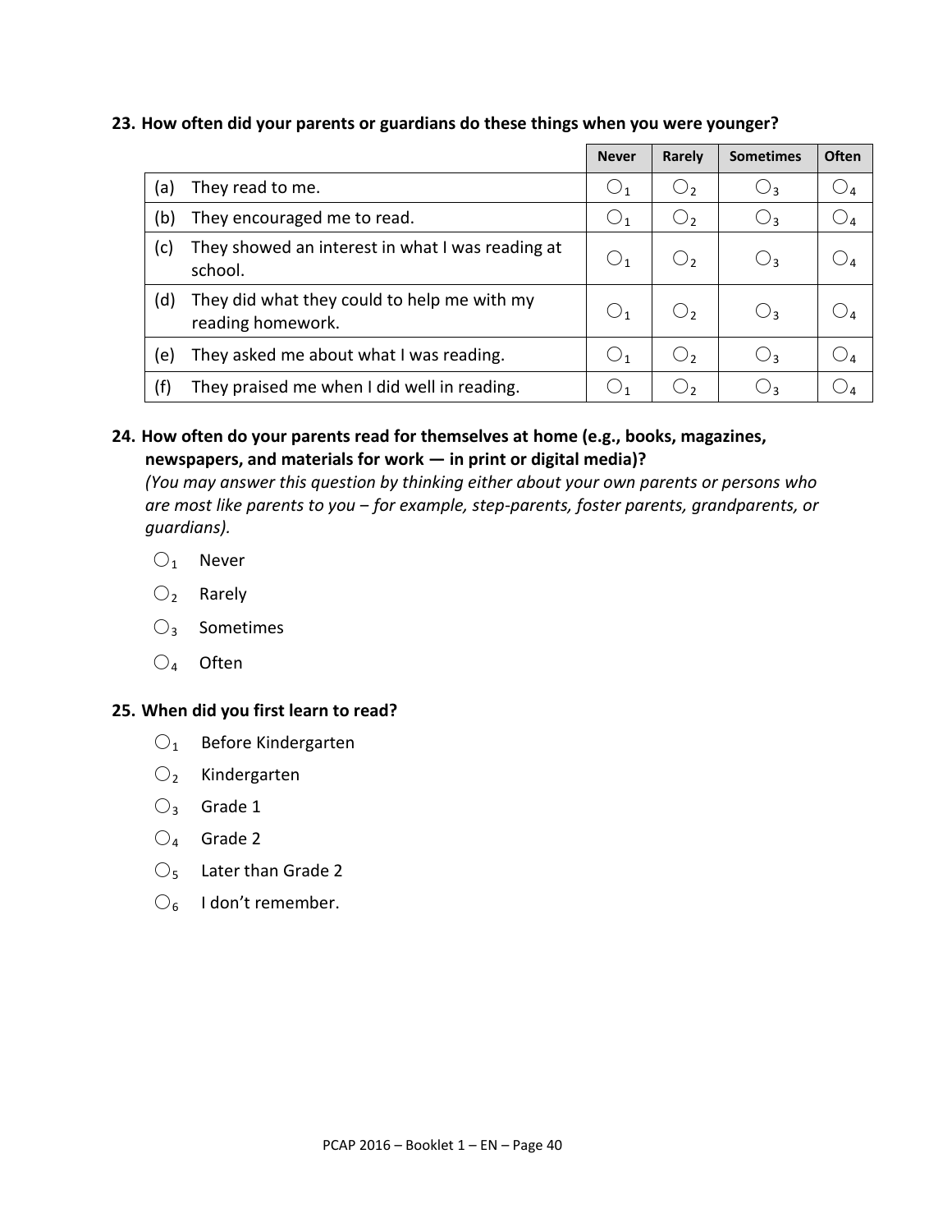**23. How often did your parents or guardians do these things when you were younger?**

| | Never | Rarely | Sometimes | Often |
|---|---|---|---|---|
| (a) They read to me. | ○1 | ○2 | ○3 | ○4 |
| (b) They encouraged me to read. | ○1 | ○2 | ○3 | ○4 |
| (c) They showed an interest in what I was reading at school. | ○1 | ○2 | ○3 | ○4 |
| (d) They did what they could to help me with my reading homework. | ○1 | ○2 | ○3 | ○4 |
| (e) They asked me about what I was reading. | ○1 | ○2 | ○3 | ○4 |
| (f) They praised me when I did well in reading. | ○1 | ○2 | ○3 | ○4 |

**24. How often do your parents read for themselves at home (e.g., books, magazines, newspapers, and materials for work — in print or digital media)?**

*(You may answer this question by thinking either about your own parents or persons who are most like parents to you – for example, step-parents, foster parents, grandparents, or guardians).*

- ○1 Never
- ○2 Rarely
- ○3 Sometimes
- ○4 Often

**25. When did you first learn to read?**

- ○1 Before Kindergarten
- ○2 Kindergarten
- ○3 Grade 1
- ○4 Grade 2
- ○5 Later than Grade 2
- ○6 I don't remember.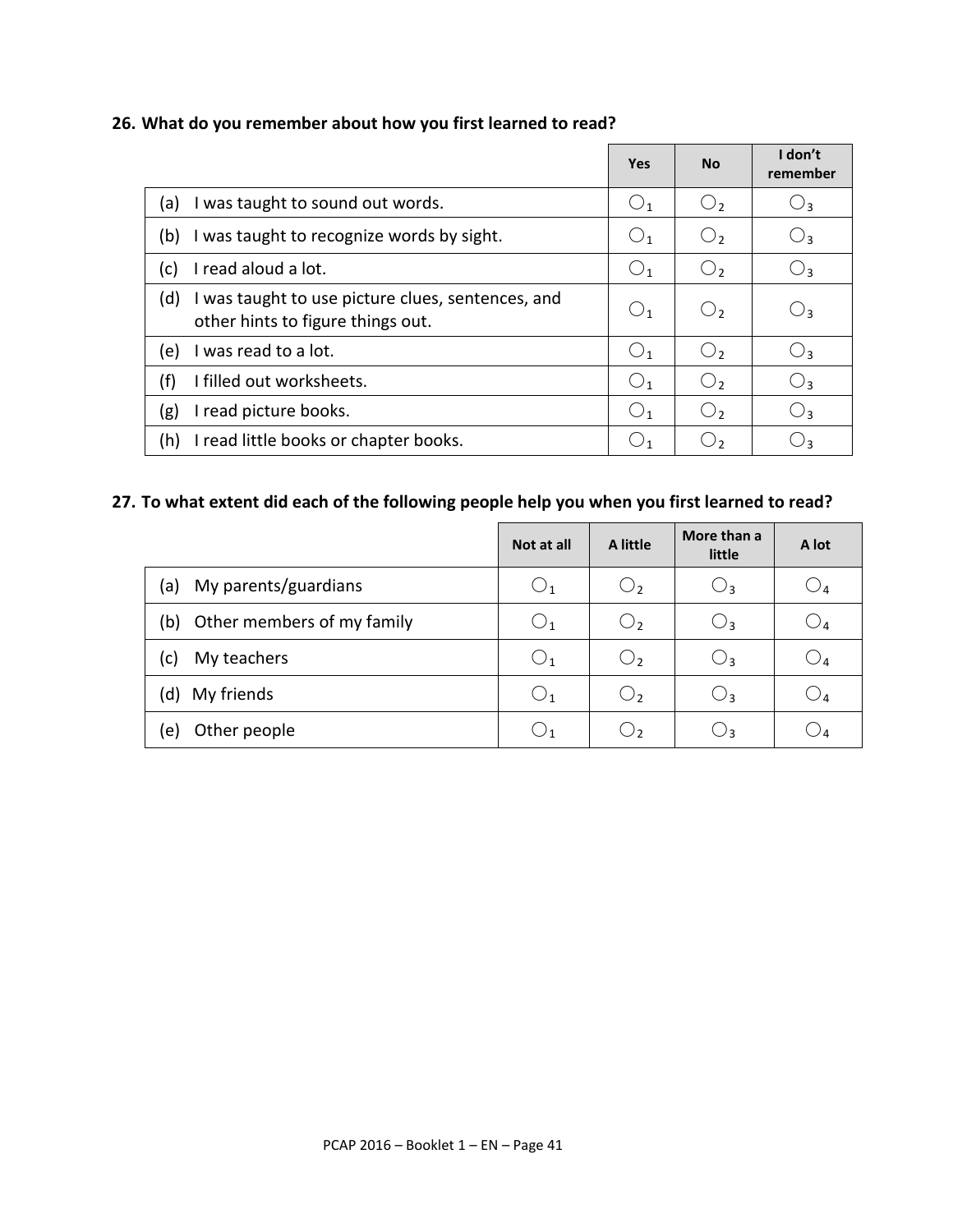**26. What do you remember about how you first learned to read?**

| | Yes | No | I don't remember |
|---|---|---|---|
| (a) I was taught to sound out words. | ○1 | ○2 | ○3 |
| (b) I was taught to recognize words by sight. | ○1 | ○2 | ○3 |
| (c) I read aloud a lot. | ○1 | ○2 | ○3 |
| (d) I was taught to use picture clues, sentences, and other hints to figure things out. | ○1 | ○2 | ○3 |
| (e) I was read to a lot. | ○1 | ○2 | ○3 |
| (f) I filled out worksheets. | ○1 | ○2 | ○3 |
| (g) I read picture books. | ○1 | ○2 | ○3 |
| (h) I read little books or chapter books. | ○1 | ○2 | ○3 |

**27. To what extent did each of the following people help you when you first learned to read?**

| | Not at all | A little | More than a little | A lot |
|---|---|---|---|---|
| (a) My parents/guardians | ○1 | ○2 | ○3 | ○4 |
| (b) Other members of my family | ○1 | ○2 | ○3 | ○4 |
| (c) My teachers | ○1 | ○2 | ○3 | ○4 |
| (d) My friends | ○1 | ○2 | ○3 | ○4 |
| (e) Other people | ○1 | ○2 | ○3 | ○4 |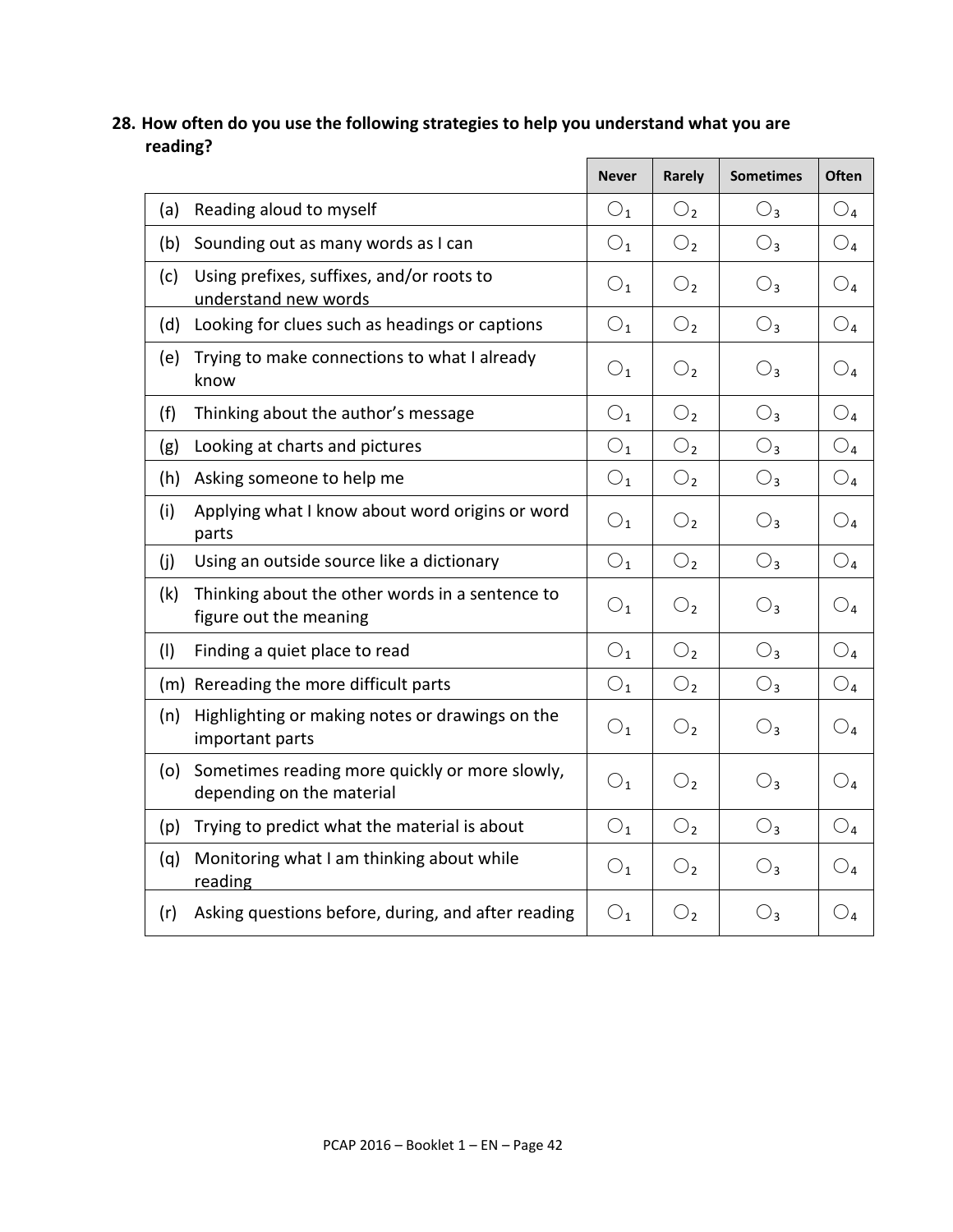**28. How often do you use the following strategies to help you understand what you are reading?**

| | Never | Rarely | Sometimes | Often |
|---|---|---|---|---|
| (a) Reading aloud to myself | ○1 | ○2 | ○3 | ○4 |
| (b) Sounding out as many words as I can | ○1 | ○2 | ○3 | ○4 |
| (c) Using prefixes, suffixes, and/or roots to understand new words | ○1 | ○2 | ○3 | ○4 |
| (d) Looking for clues such as headings or captions | ○1 | ○2 | ○3 | ○4 |
| (e) Trying to make connections to what I already know | ○1 | ○2 | ○3 | ○4 |
| (f) Thinking about the author's message | ○1 | ○2 | ○3 | ○4 |
| (g) Looking at charts and pictures | ○1 | ○2 | ○3 | ○4 |
| (h) Asking someone to help me | ○1 | ○2 | ○3 | ○4 |
| (i) Applying what I know about word origins or word parts | ○1 | ○2 | ○3 | ○4 |
| (j) Using an outside source like a dictionary | ○1 | ○2 | ○3 | ○4 |
| (k) Thinking about the other words in a sentence to figure out the meaning | ○1 | ○2 | ○3 | ○4 |
| (l) Finding a quiet place to read | ○1 | ○2 | ○3 | ○4 |
| (m) Rereading the more difficult parts | ○1 | ○2 | ○3 | ○4 |
| (n) Highlighting or making notes or drawings on the important parts | ○1 | ○2 | ○3 | ○4 |
| (o) Sometimes reading more quickly or more slowly, depending on the material | ○1 | ○2 | ○3 | ○4 |
| (p) Trying to predict what the material is about | ○1 | ○2 | ○3 | ○4 |
| (q) Monitoring what I am thinking about while reading | ○1 | ○2 | ○3 | ○4 |
| (r) Asking questions before, during, and after reading | ○1 | ○2 | ○3 | ○4 |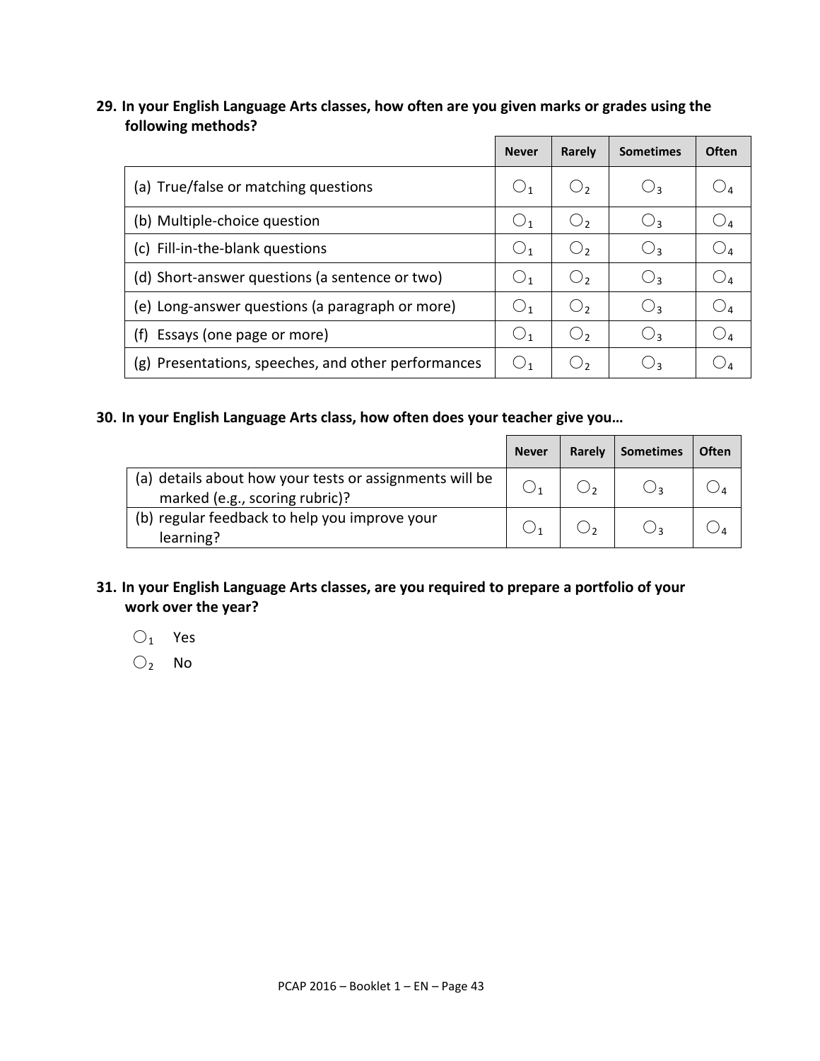**29. In your English Language Arts classes, how often are you given marks or grades using the following methods?**

| | Never | Rarely | Sometimes | Often |
|---|---|---|---|---|
| (a) True/false or matching questions | ○1 | ○2 | ○3 | ○4 |
| (b) Multiple-choice question | ○1 | ○2 | ○3 | ○4 |
| (c) Fill-in-the-blank questions | ○1 | ○2 | ○3 | ○4 |
| (d) Short-answer questions (a sentence or two) | ○1 | ○2 | ○3 | ○4 |
| (e) Long-answer questions (a paragraph or more) | ○1 | ○2 | ○3 | ○4 |
| (f) Essays (one page or more) | ○1 | ○2 | ○3 | ○4 |
| (g) Presentations, speeches, and other performances | ○1 | ○2 | ○3 | ○4 |

**30. In your English Language Arts class, how often does your teacher give you…**

| | Never | Rarely | Sometimes | Often |
|---|---|---|---|---|
| (a) details about how your tests or assignments will be marked (e.g., scoring rubric)? | ○1 | ○2 | ○3 | ○4 |
| (b) regular feedback to help you improve your learning? | ○1 | ○2 | ○3 | ○4 |

**31. In your English Language Arts classes, are you required to prepare a portfolio of your work over the year?**

○1 Yes

○2 No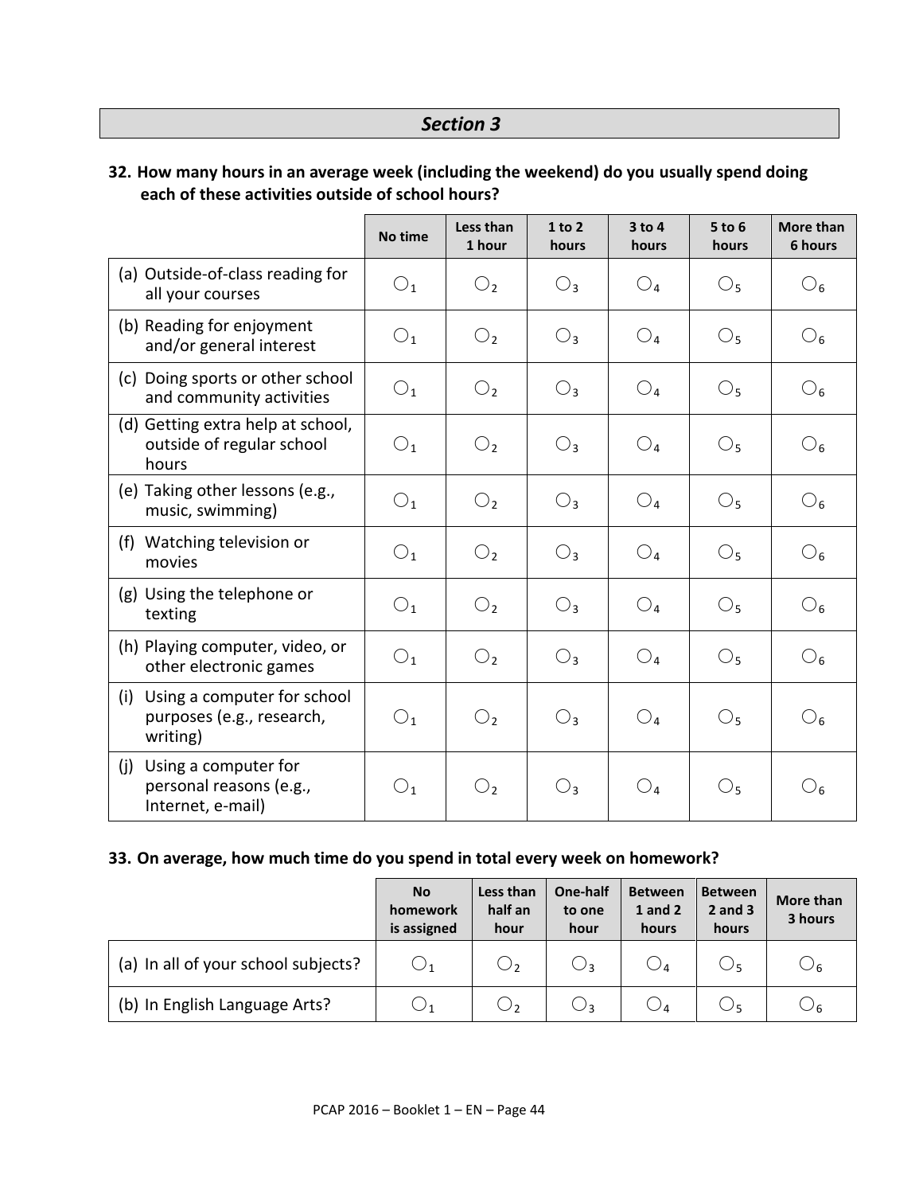## *Section 3*

**32. How many hours in an average week (including the weekend) do you usually spend doing each of these activities outside of school hours?**

| | No time | Less than 1 hour | 1 to 2 hours | 3 to 4 hours | 5 to 6 hours | More than 6 hours |
|---|---|---|---|---|---|---|
| (a) Outside-of-class reading for all your courses | ○1 | ○2 | ○3 | ○4 | ○5 | ○6 |
| (b) Reading for enjoyment and/or general interest | ○1 | ○2 | ○3 | ○4 | ○5 | ○6 |
| (c) Doing sports or other school and community activities | ○1 | ○2 | ○3 | ○4 | ○5 | ○6 |
| (d) Getting extra help at school, outside of regular school hours | ○1 | ○2 | ○3 | ○4 | ○5 | ○6 |
| (e) Taking other lessons (e.g., music, swimming) | ○1 | ○2 | ○3 | ○4 | ○5 | ○6 |
| (f) Watching television or movies | ○1 | ○2 | ○3 | ○4 | ○5 | ○6 |
| (g) Using the telephone or texting | ○1 | ○2 | ○3 | ○4 | ○5 | ○6 |
| (h) Playing computer, video, or other electronic games | ○1 | ○2 | ○3 | ○4 | ○5 | ○6 |
| (i) Using a computer for school purposes (e.g., research, writing) | ○1 | ○2 | ○3 | ○4 | ○5 | ○6 |
| (j) Using a computer for personal reasons (e.g., Internet, e-mail) | ○1 | ○2 | ○3 | ○4 | ○5 | ○6 |

**33. On average, how much time do you spend in total every week on homework?**

| | No homework is assigned | Less than half an hour | One-half to one hour | Between 1 and 2 hours | Between 2 and 3 hours | More than 3 hours |
|---|---|---|---|---|---|---|
| (a) In all of your school subjects? | ○1 | ○2 | ○3 | ○4 | ○5 | ○6 |
| (b) In English Language Arts? | ○1 | ○2 | ○3 | ○4 | ○5 | ○6 |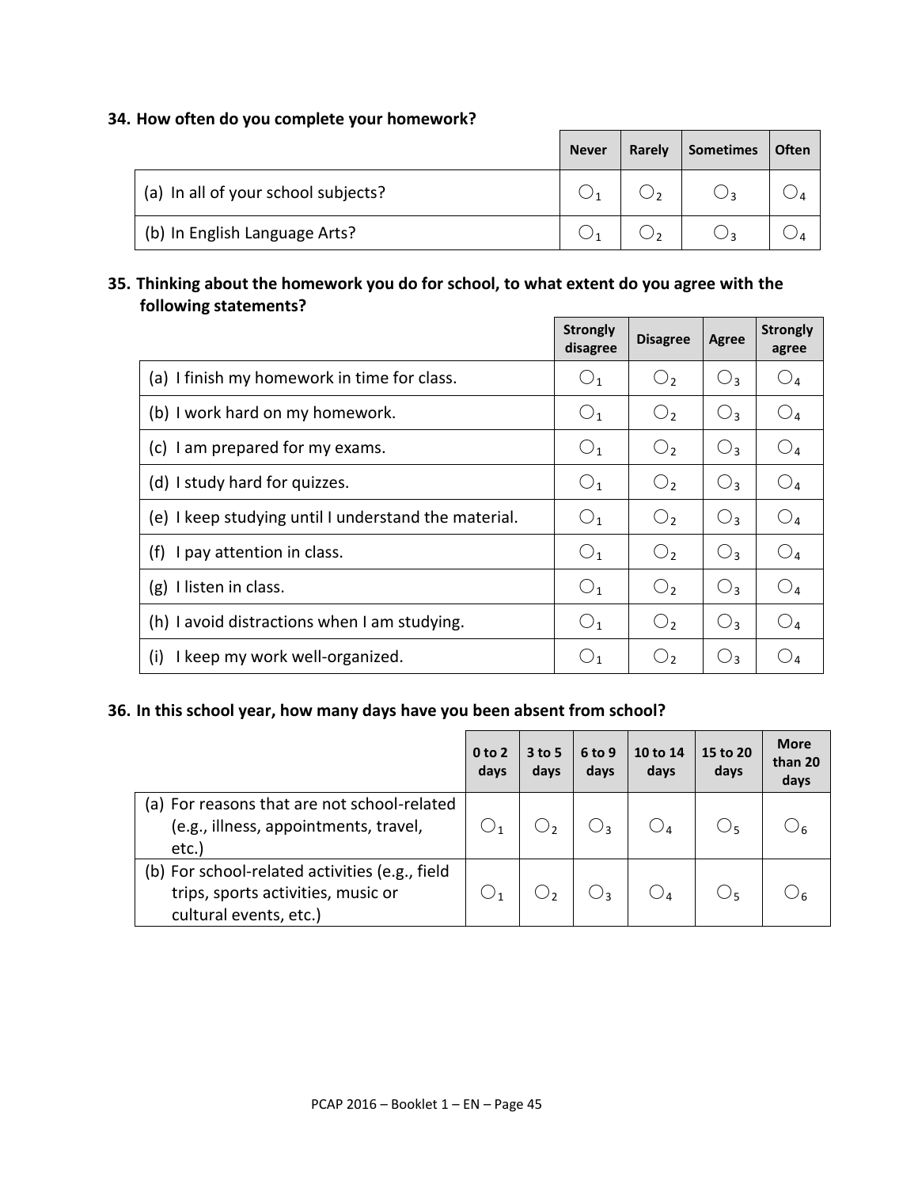**34. How often do you complete your homework?**

| | Never | Rarely | Sometimes | Often |
|---|---|---|---|---|
| (a) In all of your school subjects? | ○1 | ○2 | ○3 | ○4 |
| (b) In English Language Arts? | ○1 | ○2 | ○3 | ○4 |

**35. Thinking about the homework you do for school, to what extent do you agree with the following statements?**

| | Strongly disagree | Disagree | Agree | Strongly agree |
|---|---|---|---|---|
| (a) I finish my homework in time for class. | ○1 | ○2 | ○3 | ○4 |
| (b) I work hard on my homework. | ○1 | ○2 | ○3 | ○4 |
| (c) I am prepared for my exams. | ○1 | ○2 | ○3 | ○4 |
| (d) I study hard for quizzes. | ○1 | ○2 | ○3 | ○4 |
| (e) I keep studying until I understand the material. | ○1 | ○2 | ○3 | ○4 |
| (f) I pay attention in class. | ○1 | ○2 | ○3 | ○4 |
| (g) I listen in class. | ○1 | ○2 | ○3 | ○4 |
| (h) I avoid distractions when I am studying. | ○1 | ○2 | ○3 | ○4 |
| (i) I keep my work well-organized. | ○1 | ○2 | ○3 | ○4 |

**36. In this school year, how many days have you been absent from school?**

| | 0 to 2 days | 3 to 5 days | 6 to 9 days | 10 to 14 days | 15 to 20 days | More than 20 days |
|---|---|---|---|---|---|---|
| (a) For reasons that are not school-related (e.g., illness, appointments, travel, etc.) | ○1 | ○2 | ○3 | ○4 | ○5 | ○6 |
| (b) For school-related activities (e.g., field trips, sports activities, music or cultural events, etc.) | ○1 | ○2 | ○3 | ○4 | ○5 | ○6 |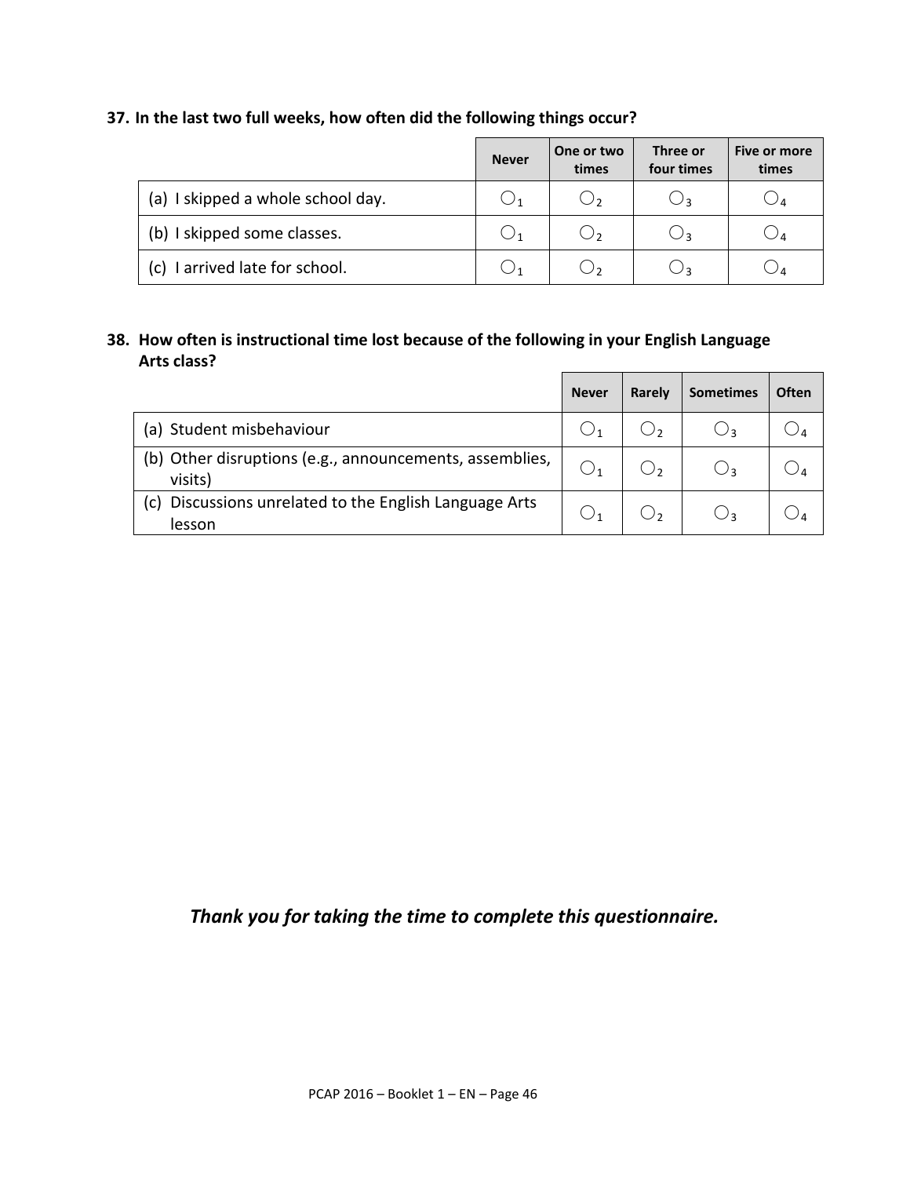**37. In the last two full weeks, how often did the following things occur?**

| | Never | One or two times | Three or four times | Five or more times |
|---|---|---|---|---|
| (a) I skipped a whole school day. | ○ 1 | ○ 2 | ○ 3 | ○ 4 |
| (b) I skipped some classes. | ○ 1 | ○ 2 | ○ 3 | ○ 4 |
| (c) I arrived late for school. | ○ 1 | ○ 2 | ○ 3 | ○ 4 |

**38. How often is instructional time lost because of the following in your English Language Arts class?**

| | Never | Rarely | Sometimes | Often |
|---|---|---|---|---|
| (a) Student misbehaviour | ○ 1 | ○ 2 | ○ 3 | ○ 4 |
| (b) Other disruptions (e.g., announcements, assemblies, visits) | ○ 1 | ○ 2 | ○ 3 | ○ 4 |
| (c) Discussions unrelated to the English Language Arts lesson | ○ 1 | ○ 2 | ○ 3 | ○ 4 |

***Thank you for taking the time to complete this questionnaire.***